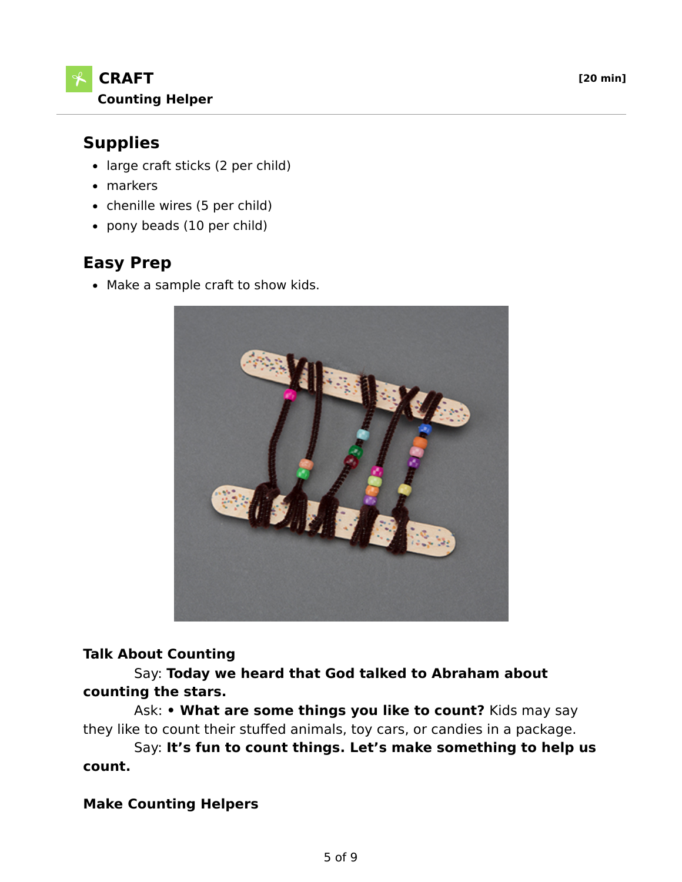# CRAFT

**Counting Helper**

**[20 min]**

## Supplies

- large craft sticks (2 per child)
- markers
- chenille wires (5 per child)
- pony beads (10 per child)

## Easy Prep

- Make a sample craft to show kids.

**Talk About Counting**

Say: **Today we heard that God talked to Abraham about counting the stars.**

Ask: • **What are some things you like to count?** Kids may say they like to count their stuffed animals, toy cars, or candies in a package.

Say: **It's fun to count things. Let's make something to help us count.**

**Make Counting Helpers**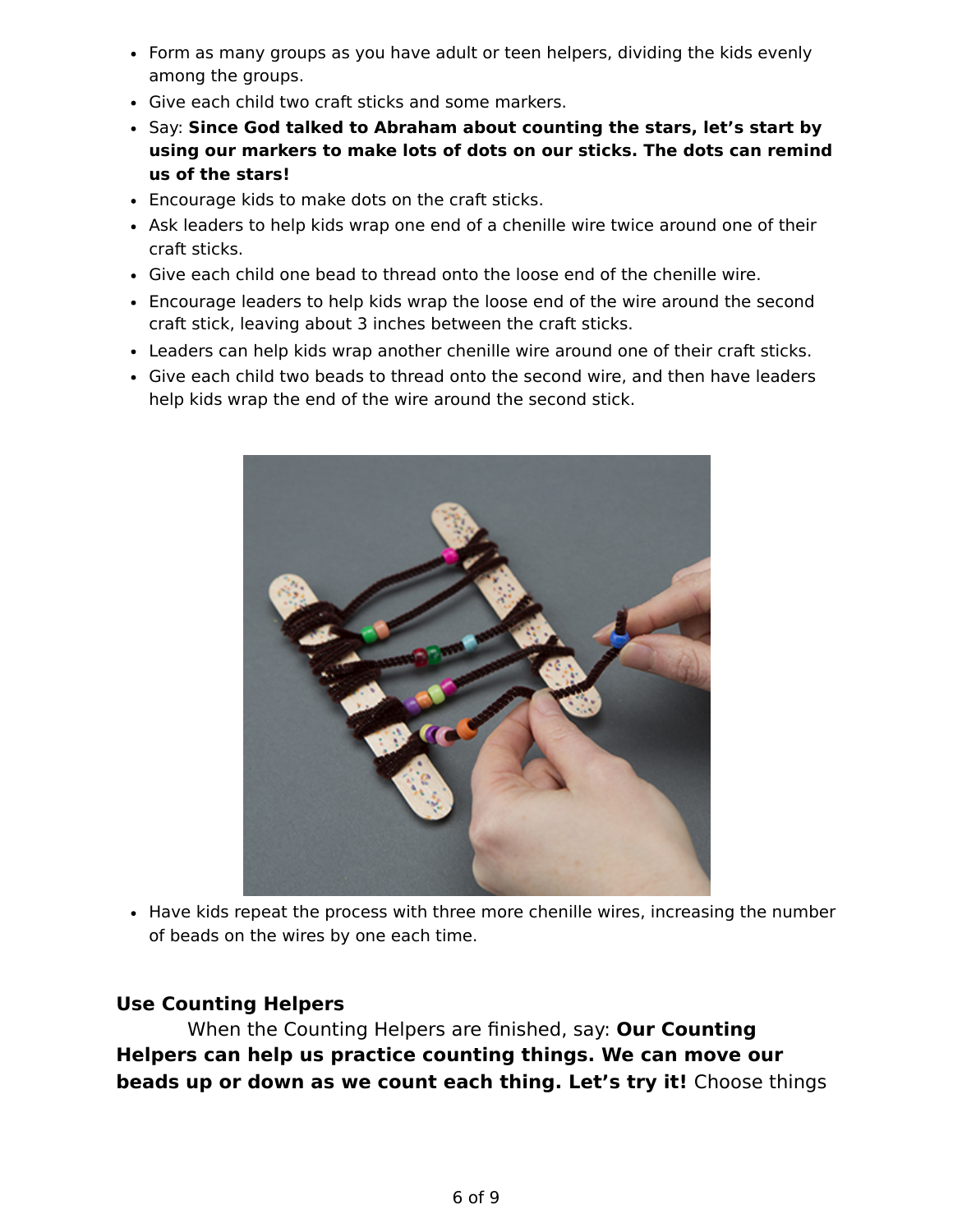- Form as many groups as you have adult or teen helpers, dividing the kids evenly among the groups.
- Give each child two craft sticks and some markers.
- Say: **Since God talked to Abraham about counting the stars, let's start by using our markers to make lots of dots on our sticks. The dots can remind us of the stars!**
- Encourage kids to make dots on the craft sticks.
- Ask leaders to help kids wrap one end of a chenille wire twice around one of their craft sticks.
- Give each child one bead to thread onto the loose end of the chenille wire.
- Encourage leaders to help kids wrap the loose end of the wire around the second craft stick, leaving about 3 inches between the craft sticks.
- Leaders can help kids wrap another chenille wire around one of their craft sticks.
- Give each child two beads to thread onto the second wire, and then have leaders help kids wrap the end of the wire around the second stick.

- Have kids repeat the process with three more chenille wires, increasing the number of beads on the wires by one each time.

**Use Counting Helpers**

When the Counting Helpers are finished, say: **Our Counting Helpers can help us practice counting things. We can move our beads up or down as we count each thing. Let's try it!** Choose things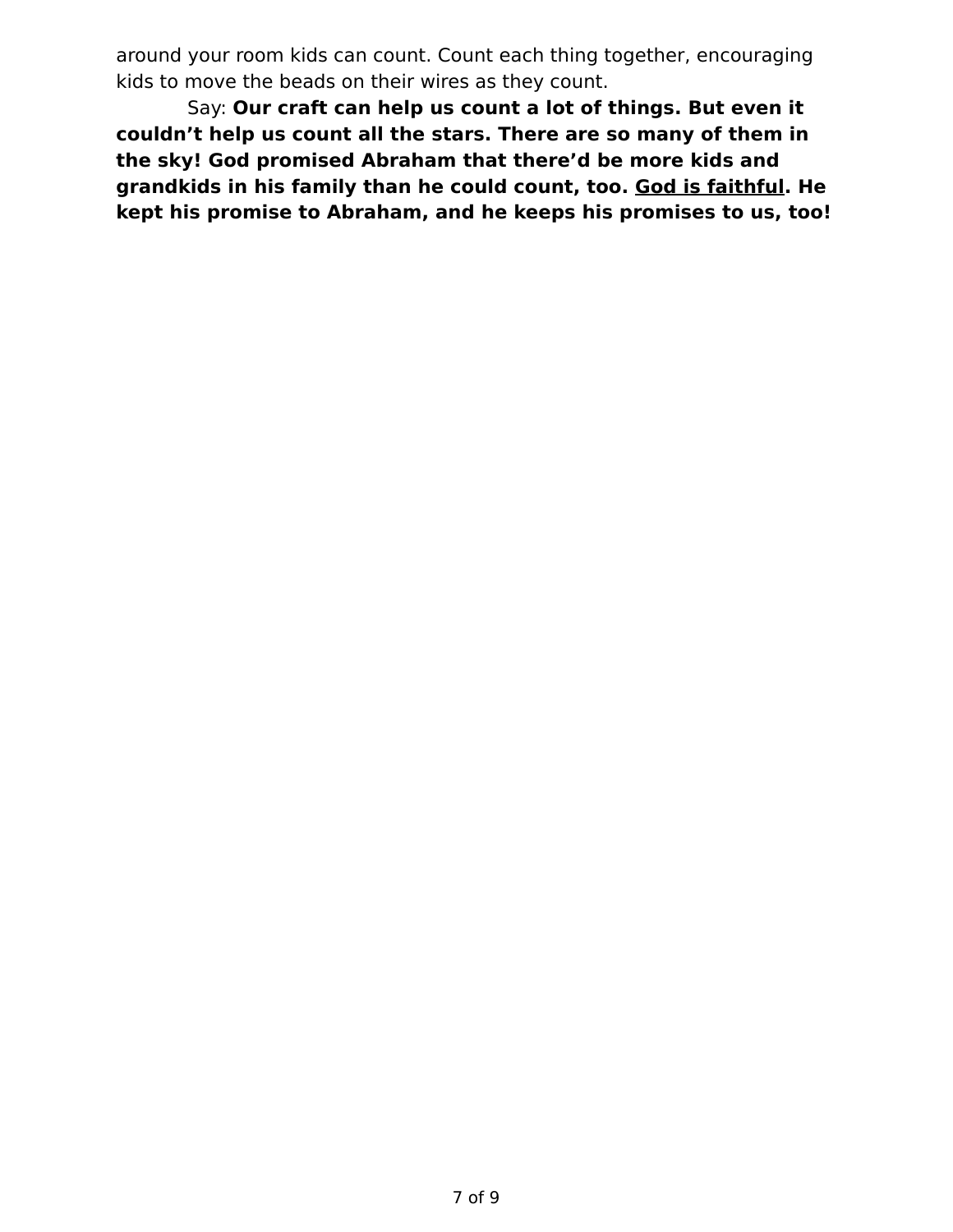around your room kids can count. Count each thing together, encouraging kids to move the beads on their wires as they count.

Say: **Our craft can help us count a lot of things. But even it couldn't help us count all the stars. There are so many of them in the sky! God promised Abraham that there'd be more kids and grandkids in his family than he could count, too. <u>God is faithful</u>. He kept his promise to Abraham, and he keeps his promises to us, too!**